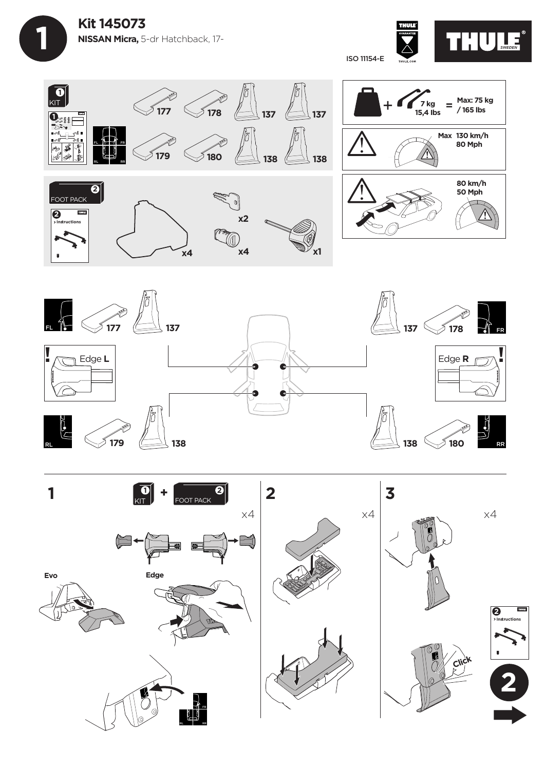# 1 Kit 145073

**NISSAN Micra,** 5-dr Hatchback, 17-

ISO 11154-E

THULE SWEDEN

**1 KIT**

177 | 178 | 137 | 137

179 | 180 | 138 | 138

FL FR RL RR

**2 FOOT PACK**

2 > Instructions

x4 | x2 | x4 | x1

+ 7 kg 15,4 lbs = Max: 75 kg / 165 lbs

Max 130 km/h 80 Mph

80 km/h 50 Mph

FL 177 137 — 137 178 FR

Edge **L** — Edge **R**

RL 179 138 — 138 180 RR

**1** 1 KIT + 2 FOOT PACK x4

Evo

Edge

FL FR RL RR

**2** x4

**3** x4

Click

2 > Instructions

**2**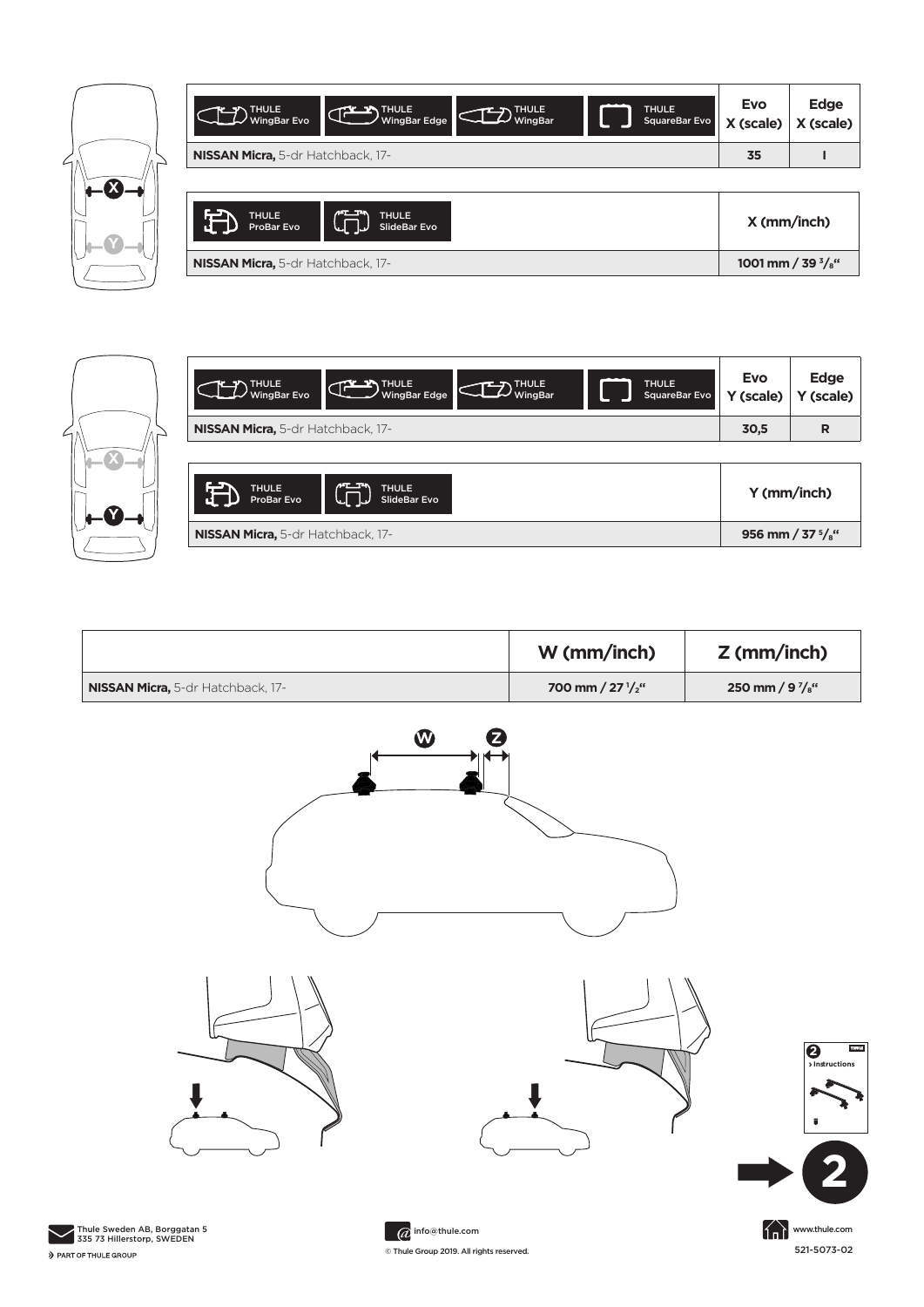| THULE WingBar Evo / THULE WingBar Edge / THULE WingBar / THULE SquareBar Evo | Evo X (scale) | Edge X (scale) |
|---|---|---|
| **NISSAN Micra,** 5-dr Hatchback, 17- | 35 | I |

| THULE ProBar Evo / THULE SlideBar Evo | X (mm/inch) |
|---|---|
| **NISSAN Micra,** 5-dr Hatchback, 17- | 1001 mm / 39 $^{3}/_{8}$" |

| THULE WingBar Evo / THULE WingBar Edge / THULE WingBar / THULE SquareBar Evo | Evo Y (scale) | Edge Y (scale) |
|---|---|---|
| **NISSAN Micra,** 5-dr Hatchback, 17- | 30,5 | R |

| THULE ProBar Evo / THULE SlideBar Evo | Y (mm/inch) |
|---|---|
| **NISSAN Micra,** 5-dr Hatchback, 17- | 956 mm / 37 $^{5}/_{8}$" |

| | W (mm/inch) | Z (mm/inch) |
|---|---|---|
| **NISSAN Micra,** 5-dr Hatchback, 17- | 700 mm / 27 $^{1}/_{2}$" | 250 mm / 9 $^{7}/_{8}$" |

W

Z

2

Thule Sweden AB, Borggatan 5
335 73 Hillerstorp, SWEDEN

PART OF THULE GROUP

info@thule.com

© Thule Group 2019. All rights reserved.

www.thule.com

521-5073-02